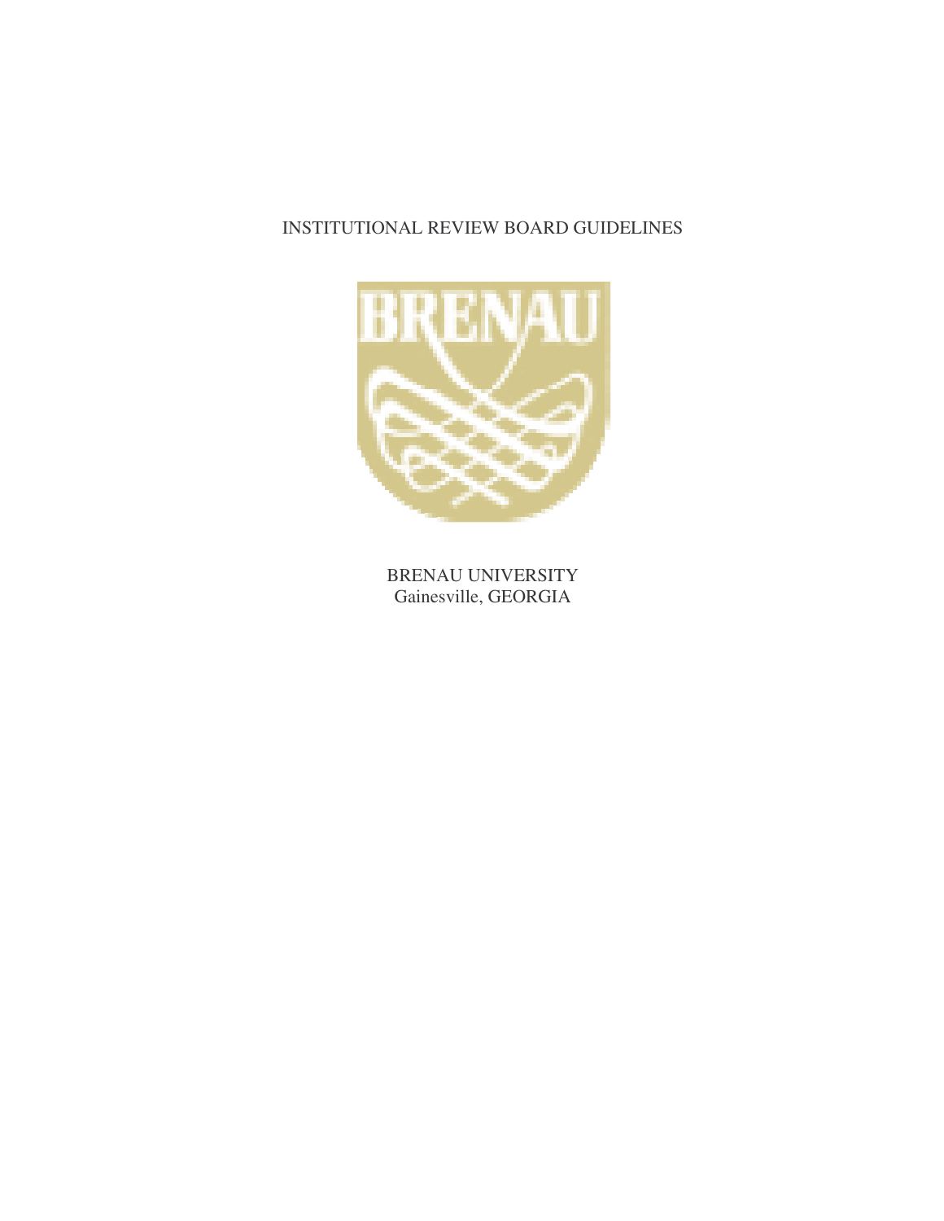# INSTITUTIONAL REVIEW BOARD GUIDELINES

BRENAU UNIVERSITY
Gainesville, GEORGIA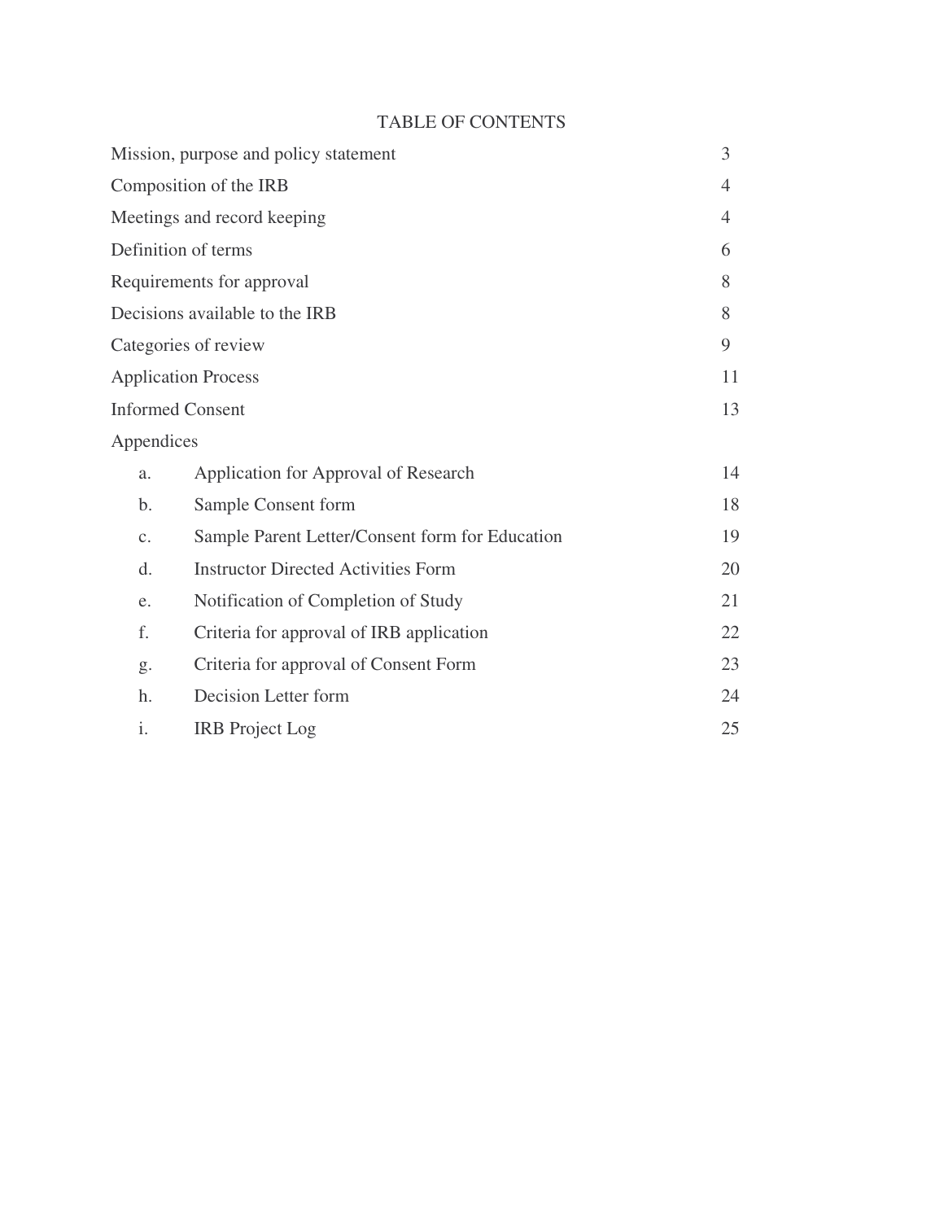# TABLE OF CONTENTS

| | |
|---|---|
| Mission, purpose and policy statement | 3 |
| Composition of the IRB | 4 |
| Meetings and record keeping | 4 |
| Definition of terms | 6 |
| Requirements for approval | 8 |
| Decisions available to the IRB | 8 |
| Categories of review | 9 |
| Application Process | 11 |
| Informed Consent | 13 |
| Appendices | |
| a. Application for Approval of Research | 14 |
| b. Sample Consent form | 18 |
| c. Sample Parent Letter/Consent form for Education | 19 |
| d. Instructor Directed Activities Form | 20 |
| e. Notification of Completion of Study | 21 |
| f. Criteria for approval of IRB application | 22 |
| g. Criteria for approval of Consent Form | 23 |
| h. Decision Letter form | 24 |
| i. IRB Project Log | 25 |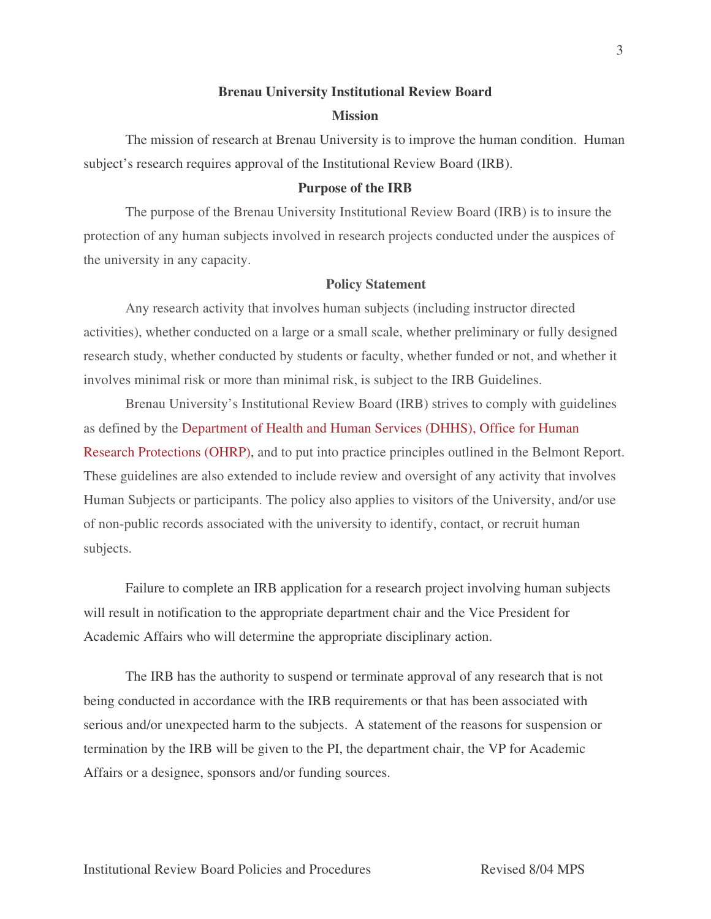# Brenau University Institutional Review Board

## Mission

The mission of research at Brenau University is to improve the human condition. Human subject's research requires approval of the Institutional Review Board (IRB).

## Purpose of the IRB

The purpose of the Brenau University Institutional Review Board (IRB) is to insure the protection of any human subjects involved in research projects conducted under the auspices of the university in any capacity.

## Policy Statement

Any research activity that involves human subjects (including instructor directed activities), whether conducted on a large or a small scale, whether preliminary or fully designed research study, whether conducted by students or faculty, whether funded or not, and whether it involves minimal risk or more than minimal risk, is subject to the IRB Guidelines.

Brenau University's Institutional Review Board (IRB) strives to comply with guidelines as defined by the Department of Health and Human Services (DHHS), Office for Human Research Protections (OHRP), and to put into practice principles outlined in the Belmont Report. These guidelines are also extended to include review and oversight of any activity that involves Human Subjects or participants. The policy also applies to visitors of the University, and/or use of non-public records associated with the university to identify, contact, or recruit human subjects.

Failure to complete an IRB application for a research project involving human subjects will result in notification to the appropriate department chair and the Vice President for Academic Affairs who will determine the appropriate disciplinary action.

The IRB has the authority to suspend or terminate approval of any research that is not being conducted in accordance with the IRB requirements or that has been associated with serious and/or unexpected harm to the subjects. A statement of the reasons for suspension or termination by the IRB will be given to the PI, the department chair, the VP for Academic Affairs or a designee, sponsors and/or funding sources.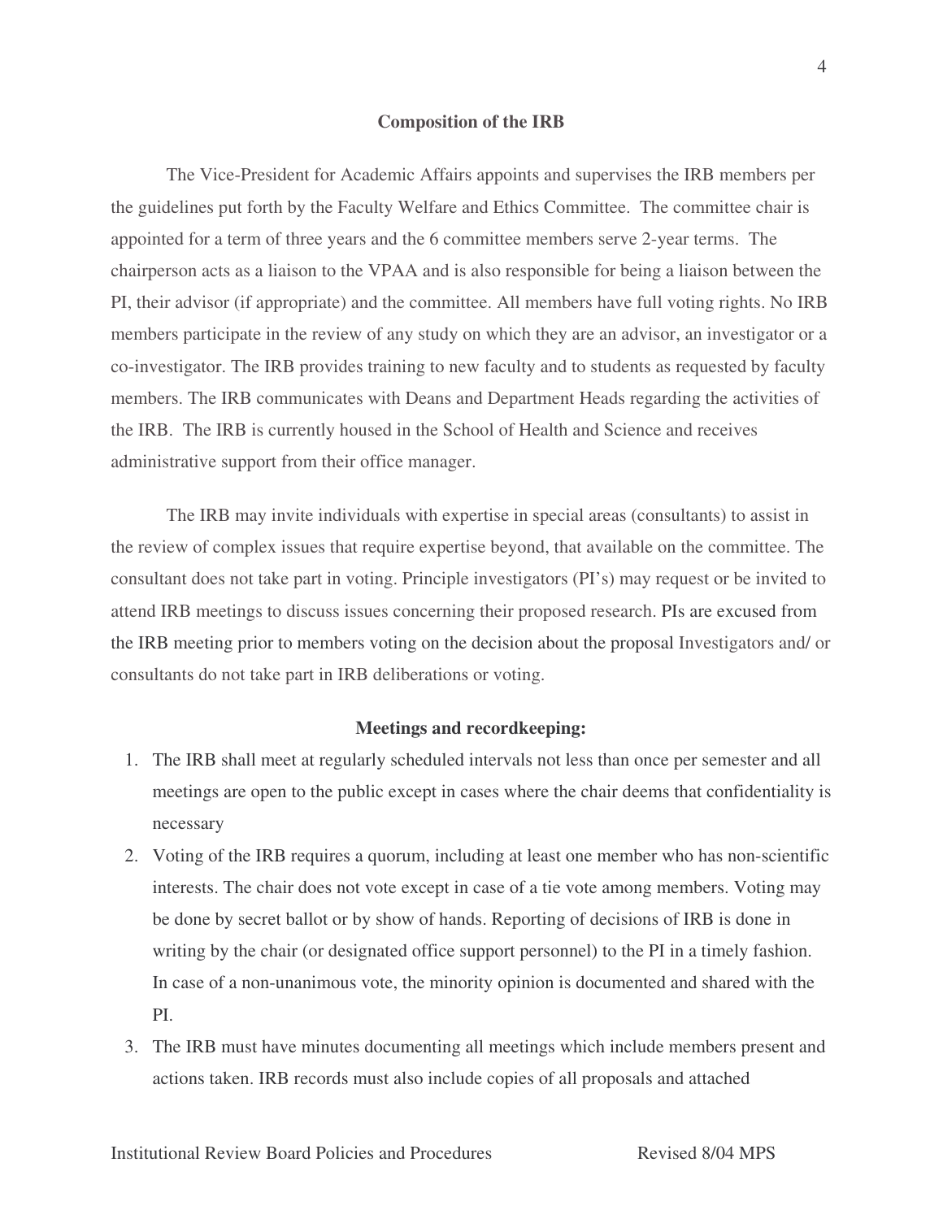## Composition of the IRB

The Vice-President for Academic Affairs appoints and supervises the IRB members per the guidelines put forth by the Faculty Welfare and Ethics Committee. The committee chair is appointed for a term of three years and the 6 committee members serve 2-year terms. The chairperson acts as a liaison to the VPAA and is also responsible for being a liaison between the PI, their advisor (if appropriate) and the committee. All members have full voting rights. No IRB members participate in the review of any study on which they are an advisor, an investigator or a co-investigator. The IRB provides training to new faculty and to students as requested by faculty members. The IRB communicates with Deans and Department Heads regarding the activities of the IRB. The IRB is currently housed in the School of Health and Science and receives administrative support from their office manager.

The IRB may invite individuals with expertise in special areas (consultants) to assist in the review of complex issues that require expertise beyond, that available on the committee. The consultant does not take part in voting. Principle investigators (PI's) may request or be invited to attend IRB meetings to discuss issues concerning their proposed research. PIs are excused from the IRB meeting prior to members voting on the decision about the proposal Investigators and/ or consultants do not take part in IRB deliberations or voting.

## Meetings and recordkeeping:

1. The IRB shall meet at regularly scheduled intervals not less than once per semester and all meetings are open to the public except in cases where the chair deems that confidentiality is necessary
2. Voting of the IRB requires a quorum, including at least one member who has non-scientific interests. The chair does not vote except in case of a tie vote among members. Voting may be done by secret ballot or by show of hands. Reporting of decisions of IRB is done in writing by the chair (or designated office support personnel) to the PI in a timely fashion. In case of a non-unanimous vote, the minority opinion is documented and shared with the PI.
3. The IRB must have minutes documenting all meetings which include members present and actions taken. IRB records must also include copies of all proposals and attached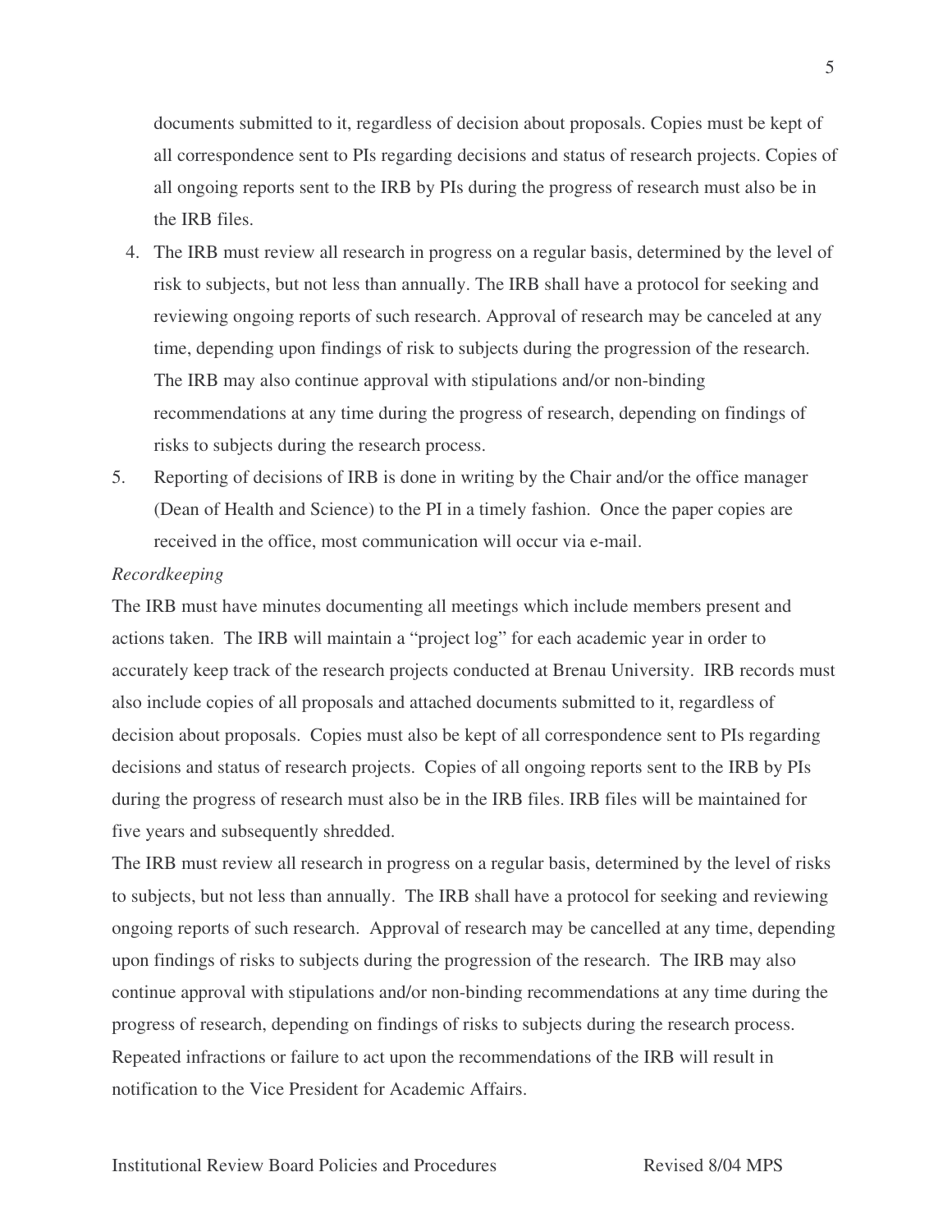documents submitted to it, regardless of decision about proposals. Copies must be kept of all correspondence sent to PIs regarding decisions and status of research projects. Copies of all ongoing reports sent to the IRB by PIs during the progress of research must also be in the IRB files.

4. The IRB must review all research in progress on a regular basis, determined by the level of risk to subjects, but not less than annually. The IRB shall have a protocol for seeking and reviewing ongoing reports of such research. Approval of research may be canceled at any time, depending upon findings of risk to subjects during the progression of the research. The IRB may also continue approval with stipulations and/or non-binding recommendations at any time during the progress of research, depending on findings of risks to subjects during the research process.
5. Reporting of decisions of IRB is done in writing by the Chair and/or the office manager (Dean of Health and Science) to the PI in a timely fashion. Once the paper copies are received in the office, most communication will occur via e-mail.

*Recordkeeping*

The IRB must have minutes documenting all meetings which include members present and actions taken. The IRB will maintain a "project log" for each academic year in order to accurately keep track of the research projects conducted at Brenau University. IRB records must also include copies of all proposals and attached documents submitted to it, regardless of decision about proposals. Copies must also be kept of all correspondence sent to PIs regarding decisions and status of research projects. Copies of all ongoing reports sent to the IRB by PIs during the progress of research must also be in the IRB files. IRB files will be maintained for five years and subsequently shredded.

The IRB must review all research in progress on a regular basis, determined by the level of risks to subjects, but not less than annually. The IRB shall have a protocol for seeking and reviewing ongoing reports of such research. Approval of research may be cancelled at any time, depending upon findings of risks to subjects during the progression of the research. The IRB may also continue approval with stipulations and/or non-binding recommendations at any time during the progress of research, depending on findings of risks to subjects during the research process. Repeated infractions or failure to act upon the recommendations of the IRB will result in notification to the Vice President for Academic Affairs.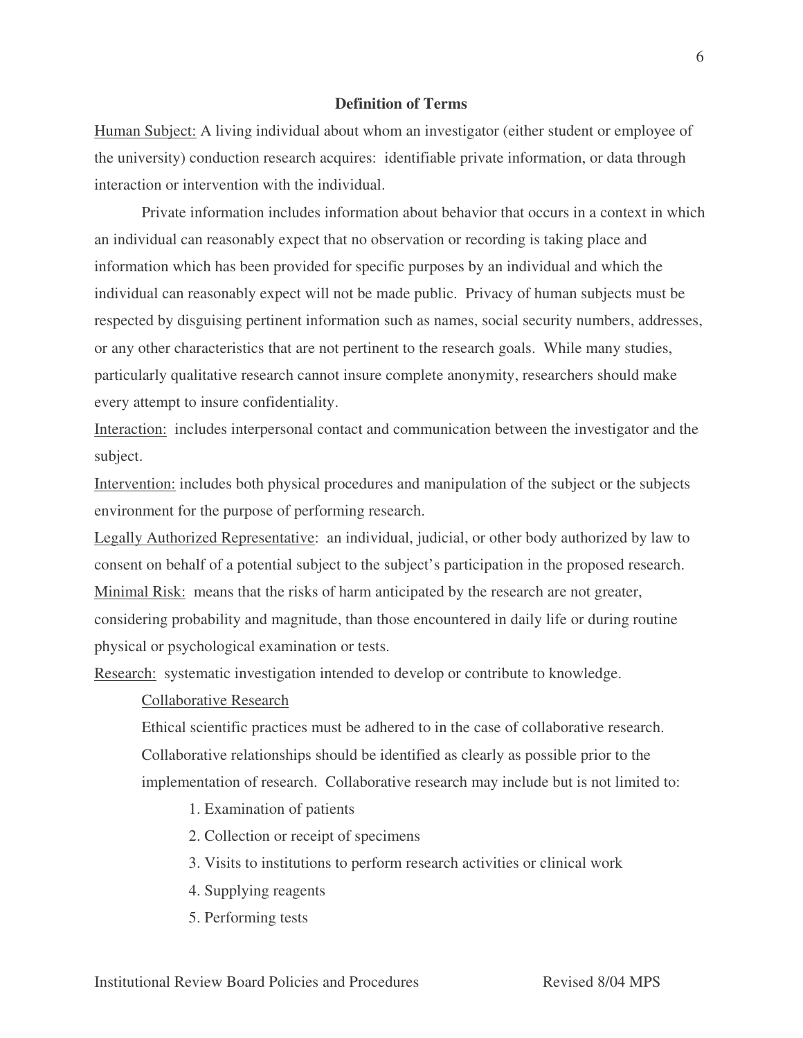## Definition of Terms

<u>Human Subject:</u> A living individual about whom an investigator (either student or employee of the university) conduction research acquires: identifiable private information, or data through interaction or intervention with the individual.

Private information includes information about behavior that occurs in a context in which an individual can reasonably expect that no observation or recording is taking place and information which has been provided for specific purposes by an individual and which the individual can reasonably expect will not be made public. Privacy of human subjects must be respected by disguising pertinent information such as names, social security numbers, addresses, or any other characteristics that are not pertinent to the research goals. While many studies, particularly qualitative research cannot insure complete anonymity, researchers should make every attempt to insure confidentiality.

<u>Interaction:</u> includes interpersonal contact and communication between the investigator and the subject.

<u>Intervention:</u> includes both physical procedures and manipulation of the subject or the subjects environment for the purpose of performing research.

<u>Legally Authorized Representative</u>: an individual, judicial, or other body authorized by law to consent on behalf of a potential subject to the subject's participation in the proposed research.

<u>Minimal Risk:</u> means that the risks of harm anticipated by the research are not greater, considering probability and magnitude, than those encountered in daily life or during routine physical or psychological examination or tests.

<u>Research:</u> systematic investigation intended to develop or contribute to knowledge.

<u>Collaborative Research</u>

Ethical scientific practices must be adhered to in the case of collaborative research. Collaborative relationships should be identified as clearly as possible prior to the implementation of research. Collaborative research may include but is not limited to:

1. Examination of patients
2. Collection or receipt of specimens
3. Visits to institutions to perform research activities or clinical work
4. Supplying reagents
5. Performing tests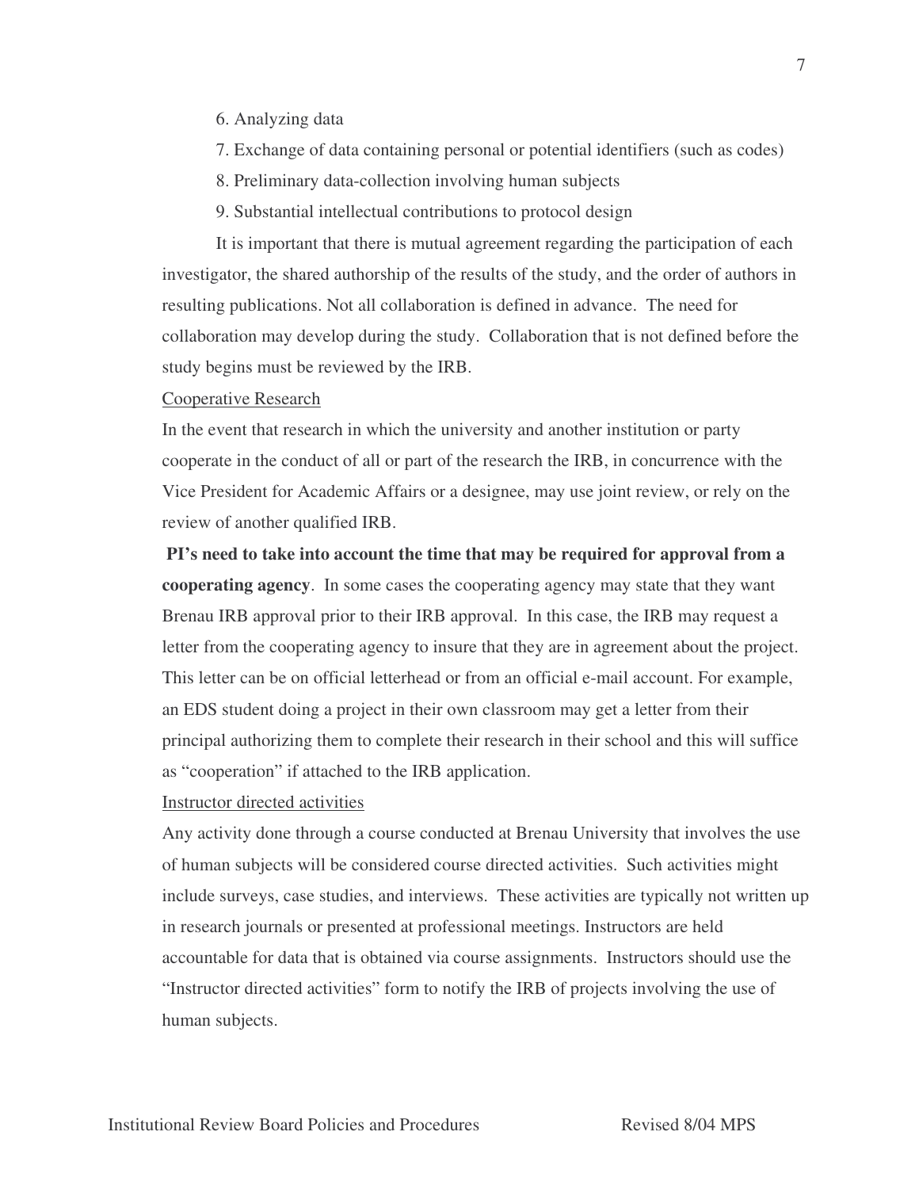6. Analyzing data
7. Exchange of data containing personal or potential identifiers (such as codes)
8. Preliminary data-collection involving human subjects
9. Substantial intellectual contributions to protocol design

It is important that there is mutual agreement regarding the participation of each investigator, the shared authorship of the results of the study, and the order of authors in resulting publications. Not all collaboration is defined in advance. The need for collaboration may develop during the study. Collaboration that is not defined before the study begins must be reviewed by the IRB.

Cooperative Research

In the event that research in which the university and another institution or party cooperate in the conduct of all or part of the research the IRB, in concurrence with the Vice President for Academic Affairs or a designee, may use joint review, or rely on the review of another qualified IRB.

**PI's need to take into account the time that may be required for approval from a cooperating agency**. In some cases the cooperating agency may state that they want Brenau IRB approval prior to their IRB approval. In this case, the IRB may request a letter from the cooperating agency to insure that they are in agreement about the project. This letter can be on official letterhead or from an official e-mail account. For example, an EDS student doing a project in their own classroom may get a letter from their principal authorizing them to complete their research in their school and this will suffice as "cooperation" if attached to the IRB application.

Instructor directed activities

Any activity done through a course conducted at Brenau University that involves the use of human subjects will be considered course directed activities. Such activities might include surveys, case studies, and interviews. These activities are typically not written up in research journals or presented at professional meetings. Instructors are held accountable for data that is obtained via course assignments. Instructors should use the "Instructor directed activities" form to notify the IRB of projects involving the use of human subjects.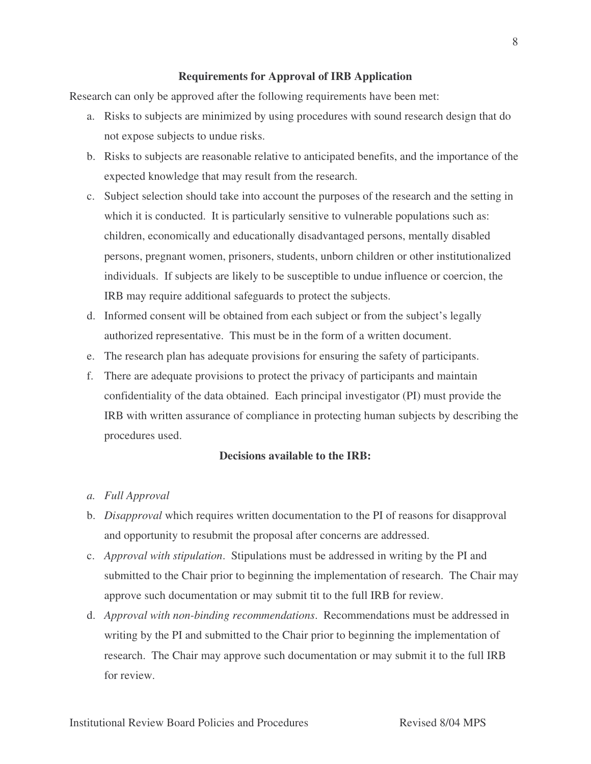## Requirements for Approval of IRB Application

Research can only be approved after the following requirements have been met:

a. Risks to subjects are minimized by using procedures with sound research design that do not expose subjects to undue risks.
b. Risks to subjects are reasonable relative to anticipated benefits, and the importance of the expected knowledge that may result from the research.
c. Subject selection should take into account the purposes of the research and the setting in which it is conducted. It is particularly sensitive to vulnerable populations such as: children, economically and educationally disadvantaged persons, mentally disabled persons, pregnant women, prisoners, students, unborn children or other institutionalized individuals. If subjects are likely to be susceptible to undue influence or coercion, the IRB may require additional safeguards to protect the subjects.
d. Informed consent will be obtained from each subject or from the subject's legally authorized representative. This must be in the form of a written document.
e. The research plan has adequate provisions for ensuring the safety of participants.
f. There are adequate provisions to protect the privacy of participants and maintain confidentiality of the data obtained. Each principal investigator (PI) must provide the IRB with written assurance of compliance in protecting human subjects by describing the procedures used.

## Decisions available to the IRB:

a. *Full Approval*
b. *Disapproval* which requires written documentation to the PI of reasons for disapproval and opportunity to resubmit the proposal after concerns are addressed.
c. *Approval with stipulation*. Stipulations must be addressed in writing by the PI and submitted to the Chair prior to beginning the implementation of research. The Chair may approve such documentation or may submit tit to the full IRB for review.
d. *Approval with non-binding recommendations*. Recommendations must be addressed in writing by the PI and submitted to the Chair prior to beginning the implementation of research. The Chair may approve such documentation or may submit it to the full IRB for review.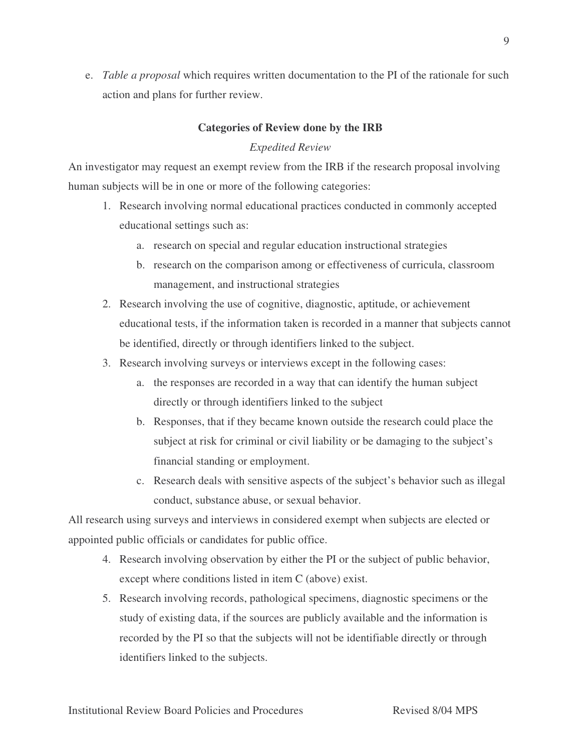e. *Table a proposal* which requires written documentation to the PI of the rationale for such action and plans for further review.

## Categories of Review done by the IRB

### *Expedited Review*

An investigator may request an exempt review from the IRB if the research proposal involving human subjects will be in one or more of the following categories:

1. Research involving normal educational practices conducted in commonly accepted educational settings such as:
   a. research on special and regular education instructional strategies
   b. research on the comparison among or effectiveness of curricula, classroom management, and instructional strategies
2. Research involving the use of cognitive, diagnostic, aptitude, or achievement educational tests, if the information taken is recorded in a manner that subjects cannot be identified, directly or through identifiers linked to the subject.
3. Research involving surveys or interviews except in the following cases:
   a. the responses are recorded in a way that can identify the human subject directly or through identifiers linked to the subject
   b. Responses, that if they became known outside the research could place the subject at risk for criminal or civil liability or be damaging to the subject's financial standing or employment.
   c. Research deals with sensitive aspects of the subject's behavior such as illegal conduct, substance abuse, or sexual behavior.

All research using surveys and interviews in considered exempt when subjects are elected or appointed public officials or candidates for public office.

4. Research involving observation by either the PI or the subject of public behavior, except where conditions listed in item C (above) exist.
5. Research involving records, pathological specimens, diagnostic specimens or the study of existing data, if the sources are publicly available and the information is recorded by the PI so that the subjects will not be identifiable directly or through identifiers linked to the subjects.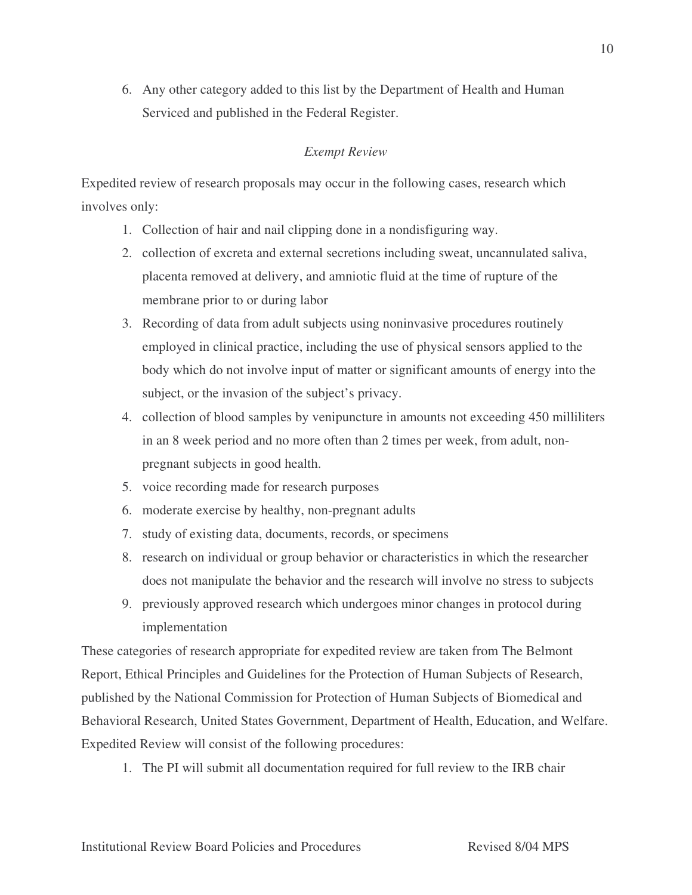6. Any other category added to this list by the Department of Health and Human Serviced and published in the Federal Register.

### *Exempt Review*

Expedited review of research proposals may occur in the following cases, research which involves only:

1. Collection of hair and nail clipping done in a nondisfiguring way.
2. collection of excreta and external secretions including sweat, uncannulated saliva, placenta removed at delivery, and amniotic fluid at the time of rupture of the membrane prior to or during labor
3. Recording of data from adult subjects using noninvasive procedures routinely employed in clinical practice, including the use of physical sensors applied to the body which do not involve input of matter or significant amounts of energy into the subject, or the invasion of the subject's privacy.
4. collection of blood samples by venipuncture in amounts not exceeding 450 milliliters in an 8 week period and no more often than 2 times per week, from adult, non-pregnant subjects in good health.
5. voice recording made for research purposes
6. moderate exercise by healthy, non-pregnant adults
7. study of existing data, documents, records, or specimens
8. research on individual or group behavior or characteristics in which the researcher does not manipulate the behavior and the research will involve no stress to subjects
9. previously approved research which undergoes minor changes in protocol during implementation

These categories of research appropriate for expedited review are taken from The Belmont Report, Ethical Principles and Guidelines for the Protection of Human Subjects of Research, published by the National Commission for Protection of Human Subjects of Biomedical and Behavioral Research, United States Government, Department of Health, Education, and Welfare. Expedited Review will consist of the following procedures:

1. The PI will submit all documentation required for full review to the IRB chair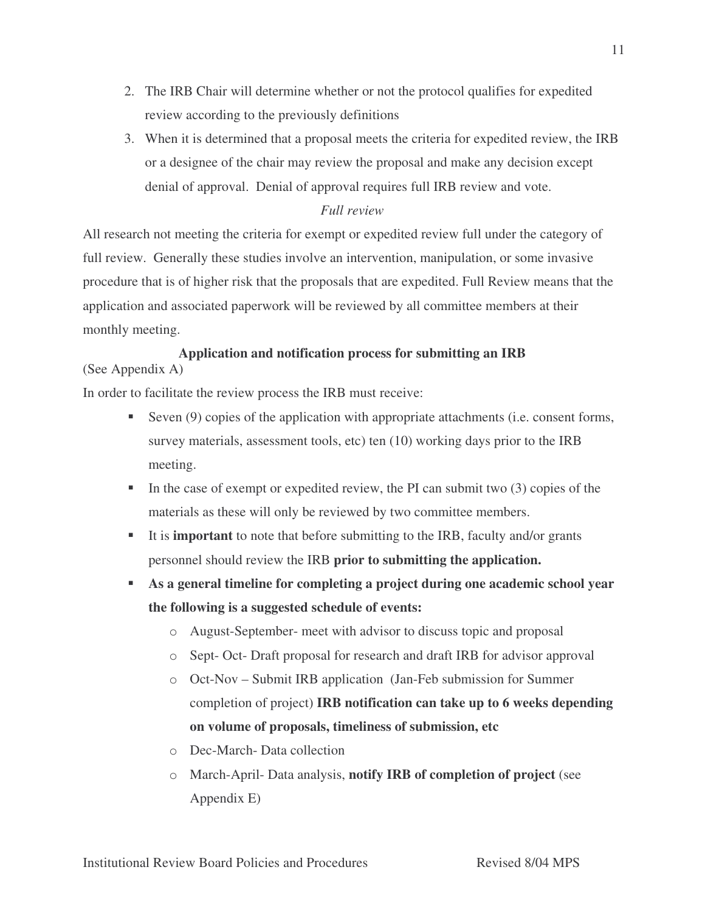2. The IRB Chair will determine whether or not the protocol qualifies for expedited review according to the previously definitions
3. When it is determined that a proposal meets the criteria for expedited review, the IRB or a designee of the chair may review the proposal and make any decision except denial of approval. Denial of approval requires full IRB review and vote.

*Full review*

All research not meeting the criteria for exempt or expedited review full under the category of full review. Generally these studies involve an intervention, manipulation, or some invasive procedure that is of higher risk that the proposals that are expedited. Full Review means that the application and associated paperwork will be reviewed by all committee members at their monthly meeting.

**Application and notification process for submitting an IRB**

(See Appendix A)

In order to facilitate the review process the IRB must receive:

- Seven (9) copies of the application with appropriate attachments (i.e. consent forms, survey materials, assessment tools, etc) ten (10) working days prior to the IRB meeting.
- In the case of exempt or expedited review, the PI can submit two (3) copies of the materials as these will only be reviewed by two committee members.
- It is **important** to note that before submitting to the IRB, faculty and/or grants personnel should review the IRB **prior to submitting the application.**
- **As a general timeline for completing a project during one academic school year the following is a suggested schedule of events:**
  - August-September- meet with advisor to discuss topic and proposal
  - Sept- Oct- Draft proposal for research and draft IRB for advisor approval
  - Oct-Nov – Submit IRB application (Jan-Feb submission for Summer completion of project) **IRB notification can take up to 6 weeks depending on volume of proposals, timeliness of submission, etc**
  - Dec-March- Data collection
  - March-April- Data analysis, **notify IRB of completion of project** (see Appendix E)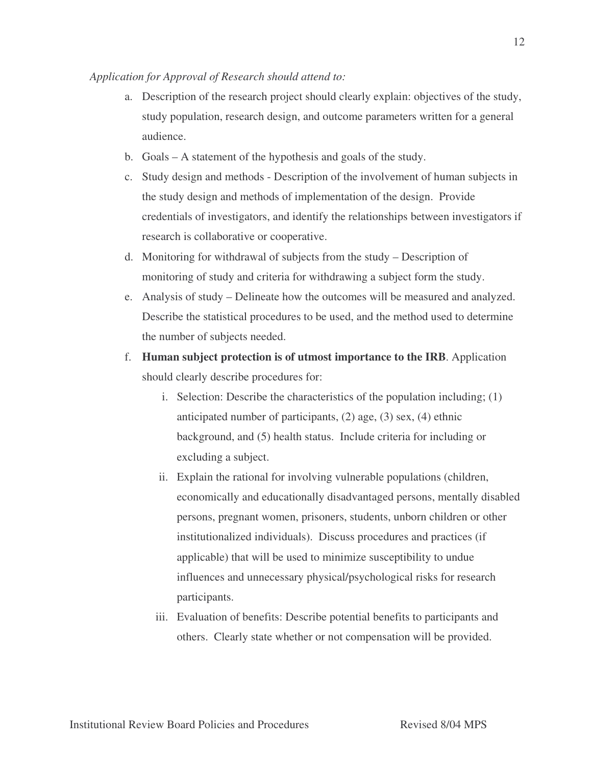*Application for Approval of Research should attend to:*

a. Description of the research project should clearly explain: objectives of the study, study population, research design, and outcome parameters written for a general audience.

b. Goals – A statement of the hypothesis and goals of the study.

c. Study design and methods - Description of the involvement of human subjects in the study design and methods of implementation of the design. Provide credentials of investigators, and identify the relationships between investigators if research is collaborative or cooperative.

d. Monitoring for withdrawal of subjects from the study – Description of monitoring of study and criteria for withdrawing a subject form the study.

e. Analysis of study – Delineate how the outcomes will be measured and analyzed. Describe the statistical procedures to be used, and the method used to determine the number of subjects needed.

f. **Human subject protection is of utmost importance to the IRB**. Application should clearly describe procedures for:

    i. Selection: Describe the characteristics of the population including; (1) anticipated number of participants, (2) age, (3) sex, (4) ethnic background, and (5) health status. Include criteria for including or excluding a subject.

    ii. Explain the rational for involving vulnerable populations (children, economically and educationally disadvantaged persons, mentally disabled persons, pregnant women, prisoners, students, unborn children or other institutionalized individuals). Discuss procedures and practices (if applicable) that will be used to minimize susceptibility to undue influences and unnecessary physical/psychological risks for research participants.

    iii. Evaluation of benefits: Describe potential benefits to participants and others. Clearly state whether or not compensation will be provided.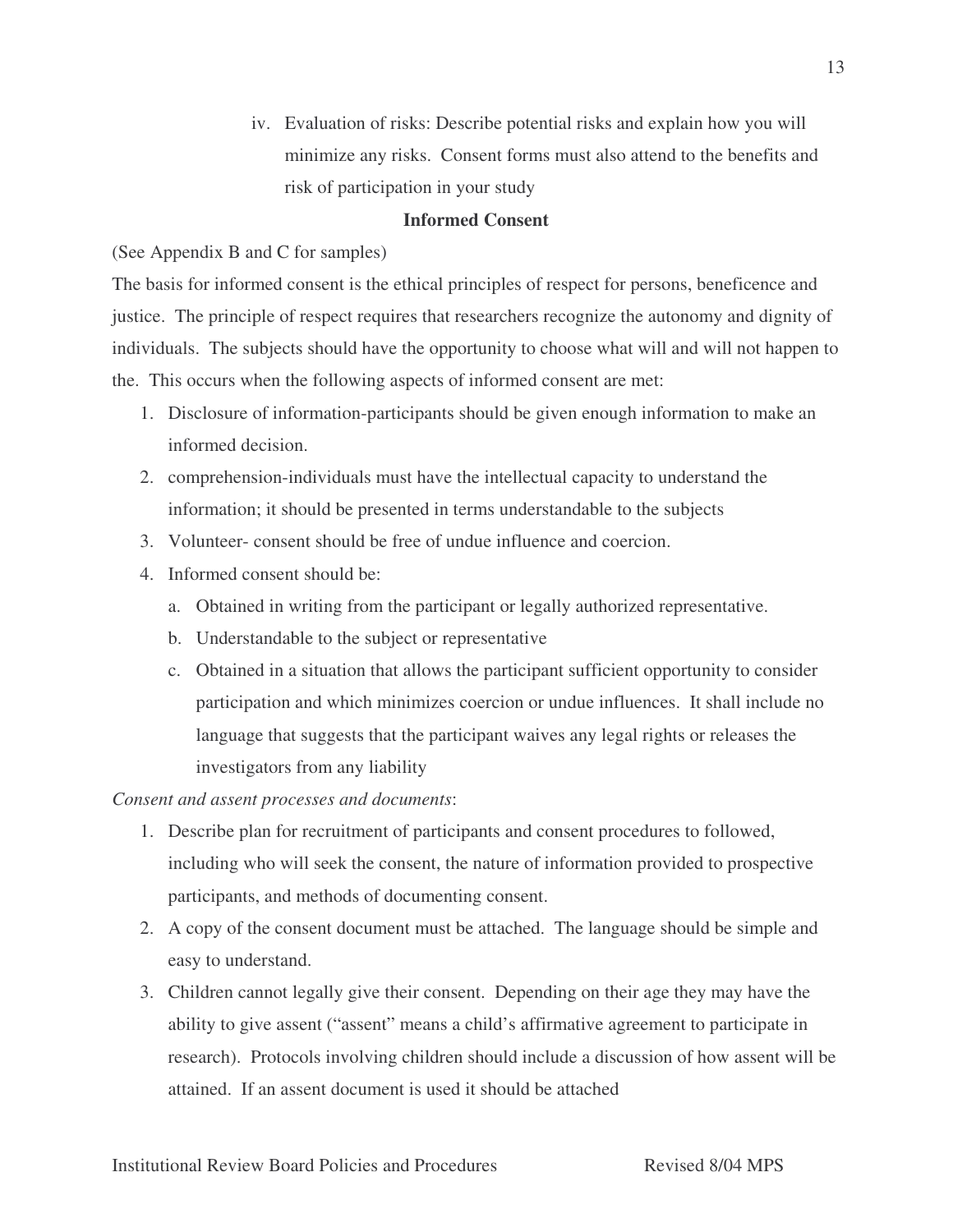iv. Evaluation of risks: Describe potential risks and explain how you will minimize any risks. Consent forms must also attend to the benefits and risk of participation in your study

**Informed Consent**

(See Appendix B and C for samples)

The basis for informed consent is the ethical principles of respect for persons, beneficence and justice. The principle of respect requires that researchers recognize the autonomy and dignity of individuals. The subjects should have the opportunity to choose what will and will not happen to the. This occurs when the following aspects of informed consent are met:

1. Disclosure of information-participants should be given enough information to make an informed decision.
2. comprehension-individuals must have the intellectual capacity to understand the information; it should be presented in terms understandable to the subjects
3. Volunteer- consent should be free of undue influence and coercion.
4. Informed consent should be:
   a. Obtained in writing from the participant or legally authorized representative.
   b. Understandable to the subject or representative
   c. Obtained in a situation that allows the participant sufficient opportunity to consider participation and which minimizes coercion or undue influences. It shall include no language that suggests that the participant waives any legal rights or releases the investigators from any liability

*Consent and assent processes and documents*:

1. Describe plan for recruitment of participants and consent procedures to followed, including who will seek the consent, the nature of information provided to prospective participants, and methods of documenting consent.
2. A copy of the consent document must be attached. The language should be simple and easy to understand.
3. Children cannot legally give their consent. Depending on their age they may have the ability to give assent ("assent" means a child's affirmative agreement to participate in research). Protocols involving children should include a discussion of how assent will be attained. If an assent document is used it should be attached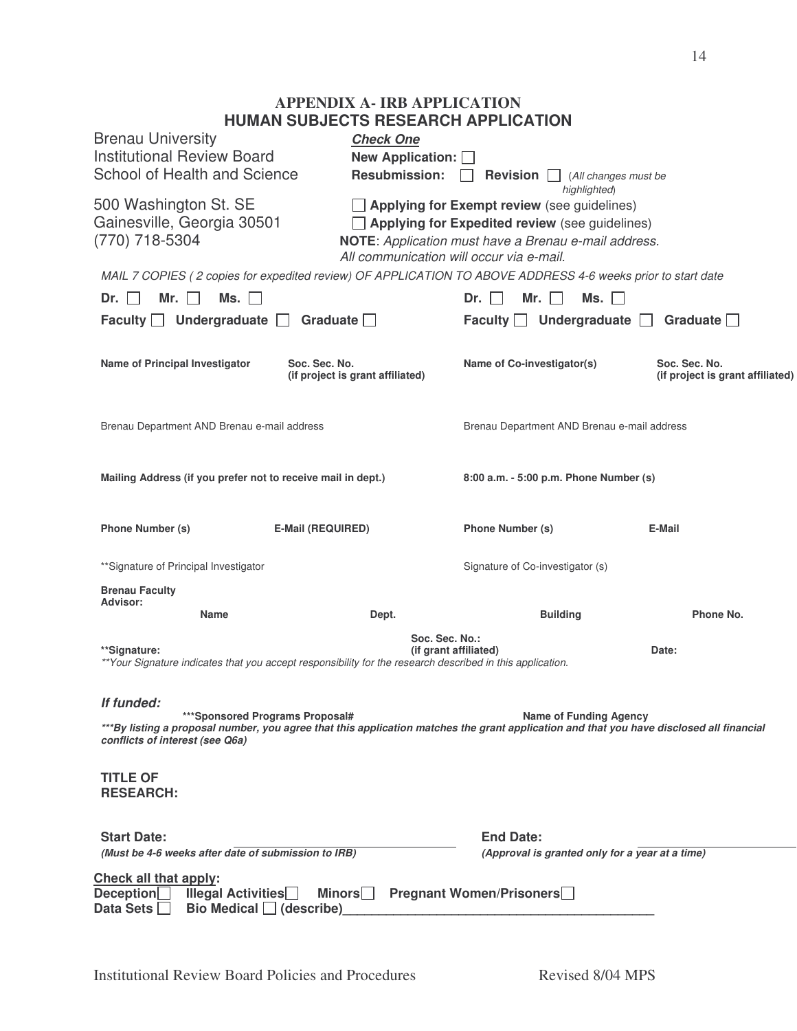# APPENDIX A- IRB APPLICATION

## HUMAN SUBJECTS RESEARCH APPLICATION

Brenau University
Institutional Review Board
School of Health and Science

500 Washington St. SE
Gainesville, Georgia 30501
(770) 718-5304

***Check One***

**New Application:** ☐

**Resubmission:** ☐ **Revision** ☐ (*All changes must be highlighted*)

☐ **Applying for Exempt review** (see guidelines)

☐ **Applying for Expedited review** (see guidelines)

**NOTE**: *Application must have a Brenau e-mail address. All communication will occur via e-mail.*

*MAIL 7 COPIES ( 2 copies for expedited review) OF APPLICATION TO ABOVE ADDRESS 4-6 weeks prior to start date*

| | | | |
|---|---|---|---|
| **Dr.** ☐ **Mr.** ☐ **Ms.** ☐ | | **Dr.** ☐ **Mr.** ☐ **Ms.** ☐ | |
| **Faculty** ☐ **Undergraduate** ☐ **Graduate** ☐ | | **Faculty** ☐ **Undergraduate** ☐ **Graduate** ☐ | |
| **Name of Principal Investigator** | **Soc. Sec. No. (if project is grant affiliated)** | **Name of Co-investigator(s)** | **Soc. Sec. No. (if project is grant affiliated)** |
| Brenau Department AND Brenau e-mail address | | Brenau Department AND Brenau e-mail address | |
| **Mailing Address (if you prefer not to receive mail in dept.)** | | **8:00 a.m. - 5:00 p.m. Phone Number (s)** | |
| **Phone Number (s)** | **E-Mail (REQUIRED)** | **Phone Number (s)** | **E-Mail** |
| **Signature of Principal Investigator | | Signature of Co-investigator (s) | |

**Brenau Faculty Advisor:**

| **Name** | **Dept.** | **Building** | **Phone No.** |
|---|---|---|---|

****Signature:** **Soc. Sec. No.: (if grant affiliated)** **Date:**

*\*\*Your Signature indicates that you accept responsibility for the research described in this application.*

***If funded:***

**\*\*\*Sponsored Programs Proposal#** **Name of Funding Agency**

***\*\*\*By listing a proposal number, you agree that this application matches the grant application and that you have disclosed all financial conflicts of interest (see Q6a)***

**TITLE OF RESEARCH:**

**Start Date:** ______________________ **End Date:** ______________________

***(Must be 4-6 weeks after date of submission to IRB)*** ***(Approval is granted only for a year at a time)***

**Check all that apply:**

**Deception**☐ **Illegal Activities**☐ **Minors**☐ **Pregnant Women/Prisoners**☐

**Data Sets** ☐ **Bio Medical** ☐ **(describe)**____________________________________________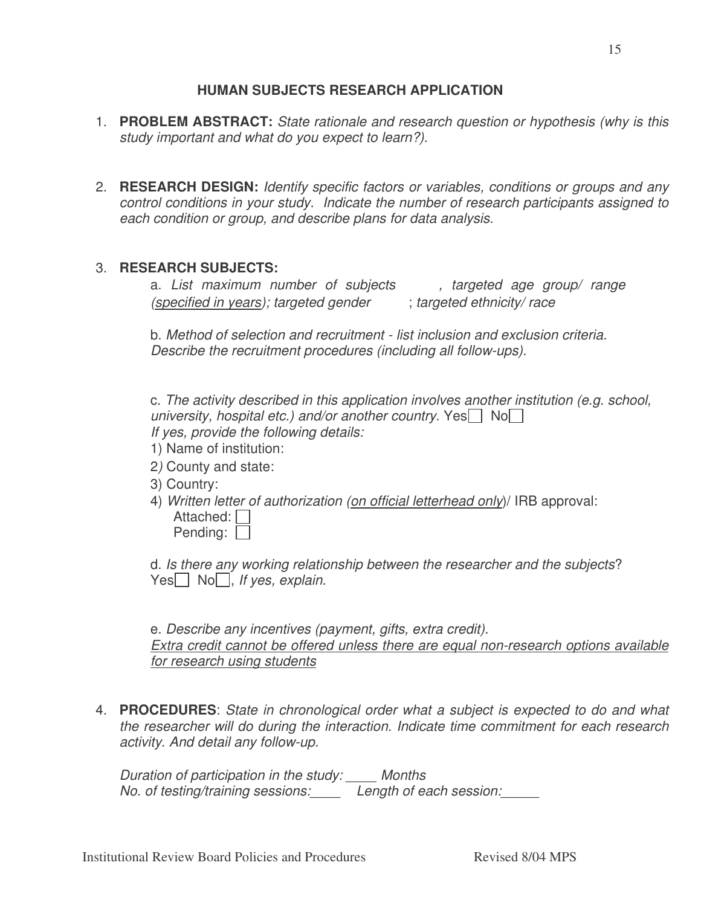## HUMAN SUBJECTS RESEARCH APPLICATION

1. **PROBLEM ABSTRACT:** *State rationale and research question or hypothesis (why is this study important and what do you expect to learn?)*.

2. **RESEARCH DESIGN:** *Identify specific factors or variables, conditions or groups and any control conditions in your study. Indicate the number of research participants assigned to each condition or group, and describe plans for data analysis*.

3. **RESEARCH SUBJECTS:**

   a. *List maximum number of subjects , targeted age group/ range (<u>specified in years</u>); targeted gender ; targeted ethnicity/ race*

   b. *Method of selection and recruitment - list inclusion and exclusion criteria. Describe the recruitment procedures (including all follow-ups).*

   c. *The activity described in this application involves another institution (e.g. school, university, hospital etc.) and/or another country*. Yes☐ No☐
   *If yes, provide the following details:*
   1) Name of institution:
   2) County and state:
   3) Country:
   4) *Written letter of authorization (<u>on official letterhead only</u>)*/ IRB approval:
      Attached: ☐
      Pending: ☐

   d. *Is there any working relationship between the researcher and the subjects*?
   Yes☐ No☐, *If yes, explain*.

   e. *Describe any incentives (payment, gifts, extra credit).*
   *<u>Extra credit cannot be offered unless there are equal non-research options available for research using students</u>*

4. **PROCEDURES**: *State in chronological order what a subject is expected to do and what the researcher will do during the interaction. Indicate time commitment for each research activity. And detail any follow-up*.

   *Duration of participation in the study: ____ Months*
   *No. of testing/training sessions:____ Length of each session:_____*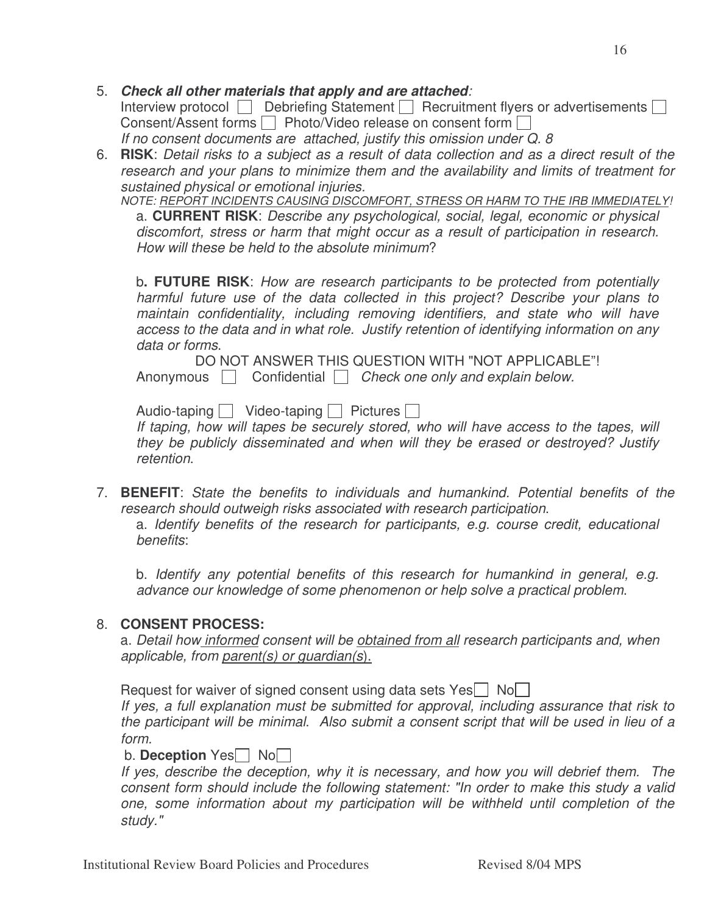5. ***Check all other materials that apply and are attached***:
   Interview protocol ☐ Debriefing Statement ☐ Recruitment flyers or advertisements ☐
   Consent/Assent forms ☐ Photo/Video release on consent form ☐
   *If no consent documents are attached, justify this omission under Q. 8*

6. **RISK**: *Detail risks to a subject as a result of data collection and as a direct result of the research and your plans to minimize them and the availability and limits of treatment for sustained physical or emotional injuries.*
   *NOTE: <u>REPORT INCIDENTS CAUSING DISCOMFORT, STRESS OR HARM TO THE IRB IMMEDIATELY</u>!*

   a. **CURRENT RISK**: *Describe any psychological, social, legal, economic or physical discomfort, stress or harm that might occur as a result of participation in research. How will these be held to the absolute minimum*?

   b**. FUTURE RISK**: *How are research participants to be protected from potentially harmful future use of the data collected in this project? Describe your plans to maintain confidentiality, including removing identifiers, and state who will have access to the data and in what role. Justify retention of identifying information on any data or forms*.

   DO NOT ANSWER THIS QUESTION WITH "NOT APPLICABLE"!
   Anonymous ☐ Confidential ☐ *Check one only and explain below.*

   Audio-taping ☐ Video-taping ☐ Pictures ☐
   *If taping, how will tapes be securely stored, who will have access to the tapes, will they be publicly disseminated and when will they be erased or destroyed? Justify retention*.

7. **BENEFIT**: *State the benefits to individuals and humankind. Potential benefits of the research should outweigh risks associated with research participation*.

   a. *Identify benefits of the research for participants, e.g. course credit, educational benefits*:

   b. *Identify any potential benefits of this research for humankind in general, e.g. advance our knowledge of some phenomenon or help solve a practical problem*.

8. **CONSENT PROCESS:**

   a. *Detail how <u>informed</u> consent will be <u>obtained from all</u> research participants and, when applicable, from <u>parent(s) or guardian(s</u>).*

   Request for waiver of signed consent using data sets Yes☐ No☐
   *If yes, a full explanation must be submitted for approval, including assurance that risk to the participant will be minimal. Also submit a consent script that will be used in lieu of a form.*

   b. **Deception** Yes☐ No☐
   *If yes, describe the deception, why it is necessary, and how you will debrief them. The consent form should include the following statement: "In order to make this study a valid one, some information about my participation will be withheld until completion of the study."*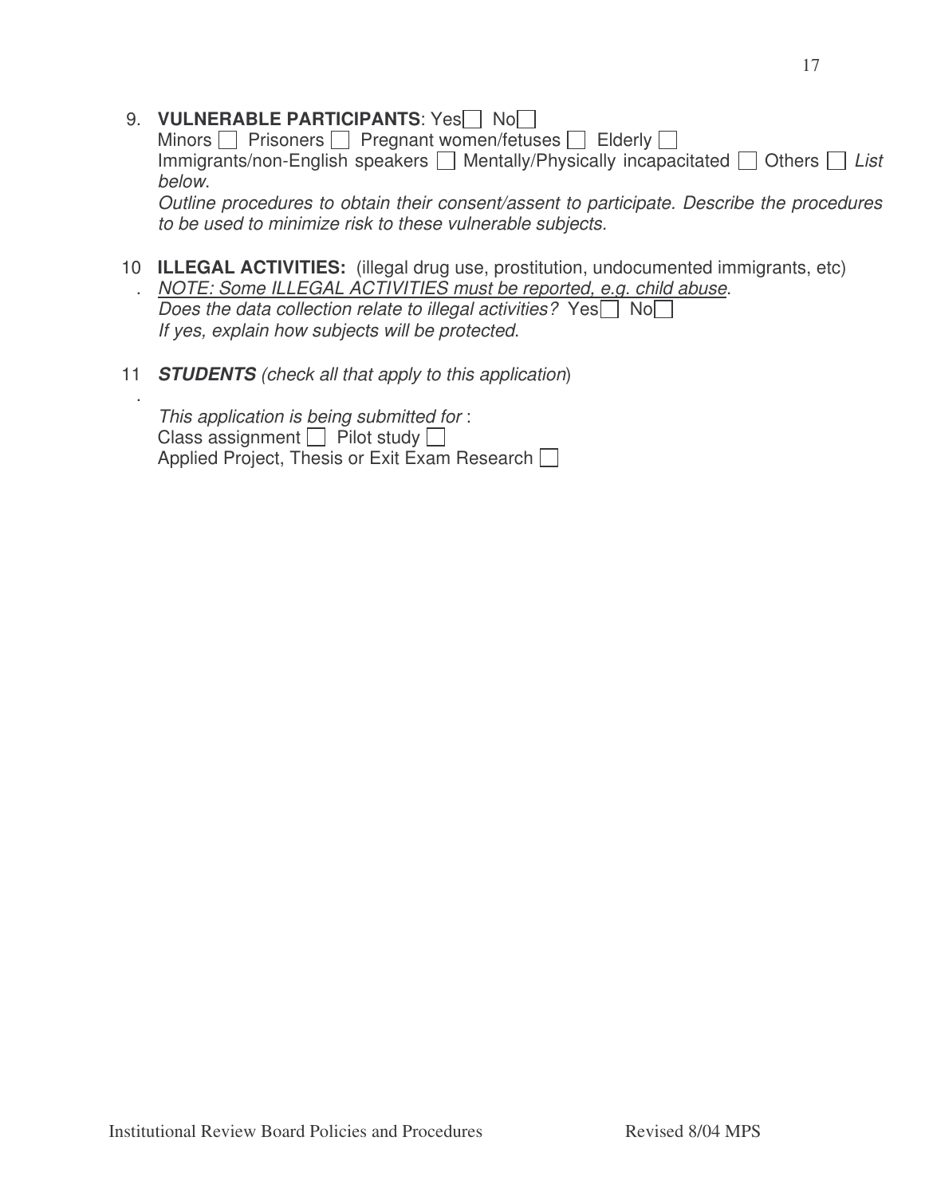9. **VULNERABLE PARTICIPANTS**: Yes☐ No☐
   Minors ☐ Prisoners ☐ Pregnant women/fetuses ☐ Elderly ☐
   Immigrants/non-English speakers ☐ Mentally/Physically incapacitated ☐ Others ☐ *List below*.
   *Outline procedures to obtain their consent/assent to participate. Describe the procedures to be used to minimize risk to these vulnerable subjects.*

10. **ILLEGAL ACTIVITIES:** (illegal drug use, prostitution, undocumented immigrants, etc)
    *NOTE: Some ILLEGAL ACTIVITIES must be reported, e.g. child abuse*.
    *Does the data collection relate to illegal activities?* Yes☐ No☐
    *If yes, explain how subjects will be protected*.

11. ***STUDENTS*** *(check all that apply to this application*)

    *This application is being submitted for* :
    Class assignment ☐ Pilot study ☐
    Applied Project, Thesis or Exit Exam Research ☐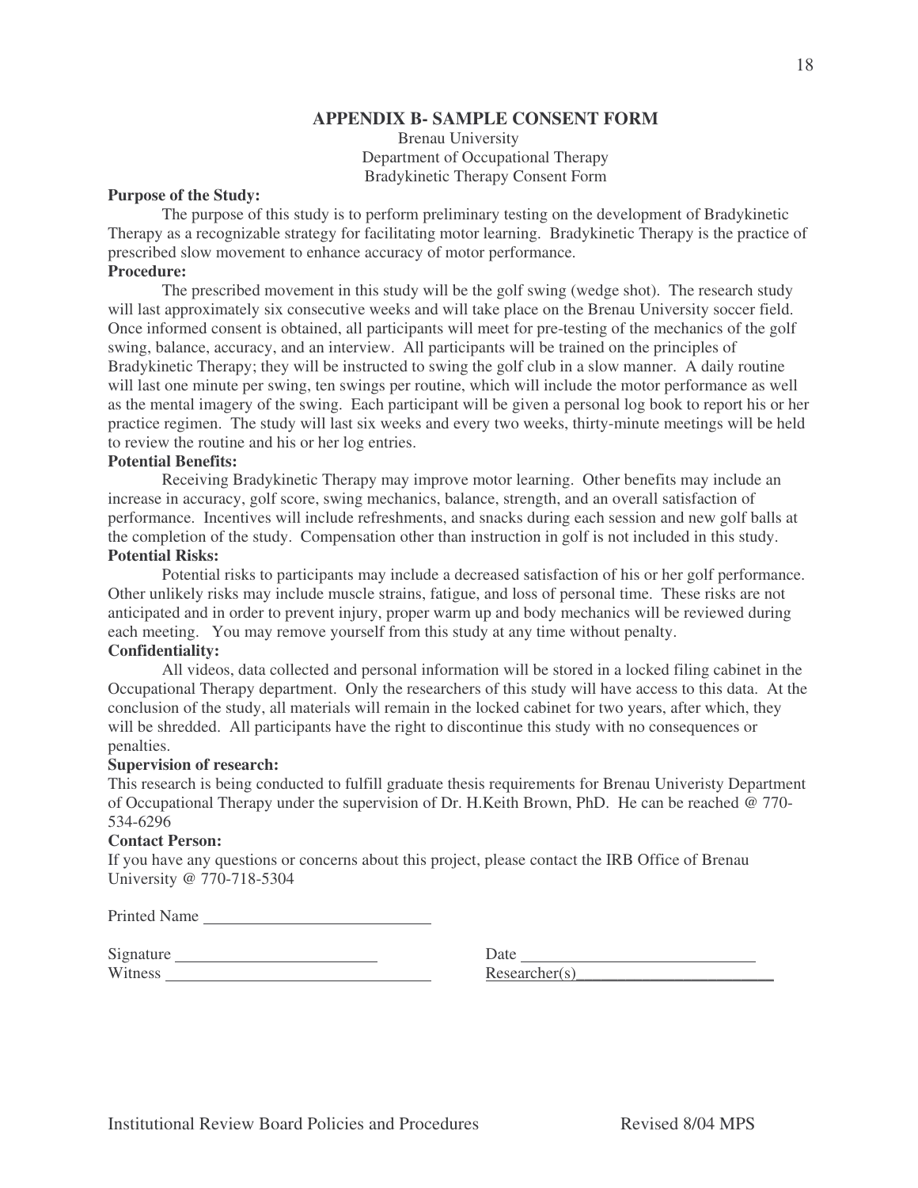## APPENDIX B- SAMPLE CONSENT FORM

Brenau University
Department of Occupational Therapy
Bradykinetic Therapy Consent Form

**Purpose of the Study:**

The purpose of this study is to perform preliminary testing on the development of Bradykinetic Therapy as a recognizable strategy for facilitating motor learning. Bradykinetic Therapy is the practice of prescribed slow movement to enhance accuracy of motor performance.

**Procedure:**

The prescribed movement in this study will be the golf swing (wedge shot). The research study will last approximately six consecutive weeks and will take place on the Brenau University soccer field. Once informed consent is obtained, all participants will meet for pre-testing of the mechanics of the golf swing, balance, accuracy, and an interview. All participants will be trained on the principles of Bradykinetic Therapy; they will be instructed to swing the golf club in a slow manner. A daily routine will last one minute per swing, ten swings per routine, which will include the motor performance as well as the mental imagery of the swing. Each participant will be given a personal log book to report his or her practice regimen. The study will last six weeks and every two weeks, thirty-minute meetings will be held to review the routine and his or her log entries.

**Potential Benefits:**

Receiving Bradykinetic Therapy may improve motor learning. Other benefits may include an increase in accuracy, golf score, swing mechanics, balance, strength, and an overall satisfaction of performance. Incentives will include refreshments, and snacks during each session and new golf balls at the completion of the study. Compensation other than instruction in golf is not included in this study.

**Potential Risks:**

Potential risks to participants may include a decreased satisfaction of his or her golf performance. Other unlikely risks may include muscle strains, fatigue, and loss of personal time. These risks are not anticipated and in order to prevent injury, proper warm up and body mechanics will be reviewed during each meeting. You may remove yourself from this study at any time without penalty.

**Confidentiality:**

All videos, data collected and personal information will be stored in a locked filing cabinet in the Occupational Therapy department. Only the researchers of this study will have access to this data. At the conclusion of the study, all materials will remain in the locked cabinet for two years, after which, they will be shredded. All participants have the right to discontinue this study with no consequences or penalties.

**Supervision of research:**

This research is being conducted to fulfill graduate thesis requirements for Brenau Univeristy Department of Occupational Therapy under the supervision of Dr. H.Keith Brown, PhD. He can be reached @ 770-534-6296

**Contact Person:**

If you have any questions or concerns about this project, please contact the IRB Office of Brenau University @ 770-718-5304

Printed Name ____________________________

Signature _________________________ Date _____________________________

Witness ________________________________ Researcher(s)________________________

Institutional Review Board Policies and Procedures Revised 8/04 MPS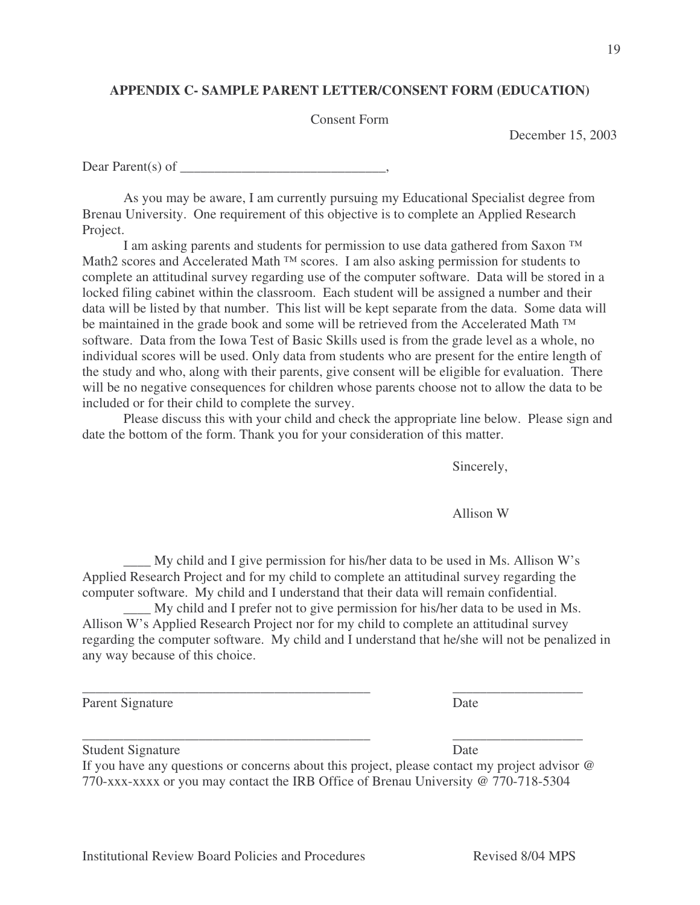### APPENDIX C- SAMPLE PARENT LETTER/CONSENT FORM (EDUCATION)

Consent Form

December 15, 2003

Dear Parent(s) of ______________________________,

As you may be aware, I am currently pursuing my Educational Specialist degree from Brenau University. One requirement of this objective is to complete an Applied Research Project.

I am asking parents and students for permission to use data gathered from Saxon ™ Math2 scores and Accelerated Math ™ scores. I am also asking permission for students to complete an attitudinal survey regarding use of the computer software. Data will be stored in a locked filing cabinet within the classroom. Each student will be assigned a number and their data will be listed by that number. This list will be kept separate from the data. Some data will be maintained in the grade book and some will be retrieved from the Accelerated Math ™ software. Data from the Iowa Test of Basic Skills used is from the grade level as a whole, no individual scores will be used. Only data from students who are present for the entire length of the study and who, along with their parents, give consent will be eligible for evaluation. There will be no negative consequences for children whose parents choose not to allow the data to be included or for their child to complete the survey.

Please discuss this with your child and check the appropriate line below. Please sign and date the bottom of the form. Thank you for your consideration of this matter.

Sincerely,

Allison W

____ My child and I give permission for his/her data to be used in Ms. Allison W's Applied Research Project and for my child to complete an attitudinal survey regarding the computer software. My child and I understand that their data will remain confidential.

____ My child and I prefer not to give permission for his/her data to be used in Ms. Allison W's Applied Research Project nor for my child to complete an attitudinal survey regarding the computer software. My child and I understand that he/she will not be penalized in any way because of this choice.

___________________________________________ ___________________

Parent Signature Date

___________________________________________ ___________________

Student Signature Date

If you have any questions or concerns about this project, please contact my project advisor @ 770-xxx-xxxx or you may contact the IRB Office of Brenau University @ 770-718-5304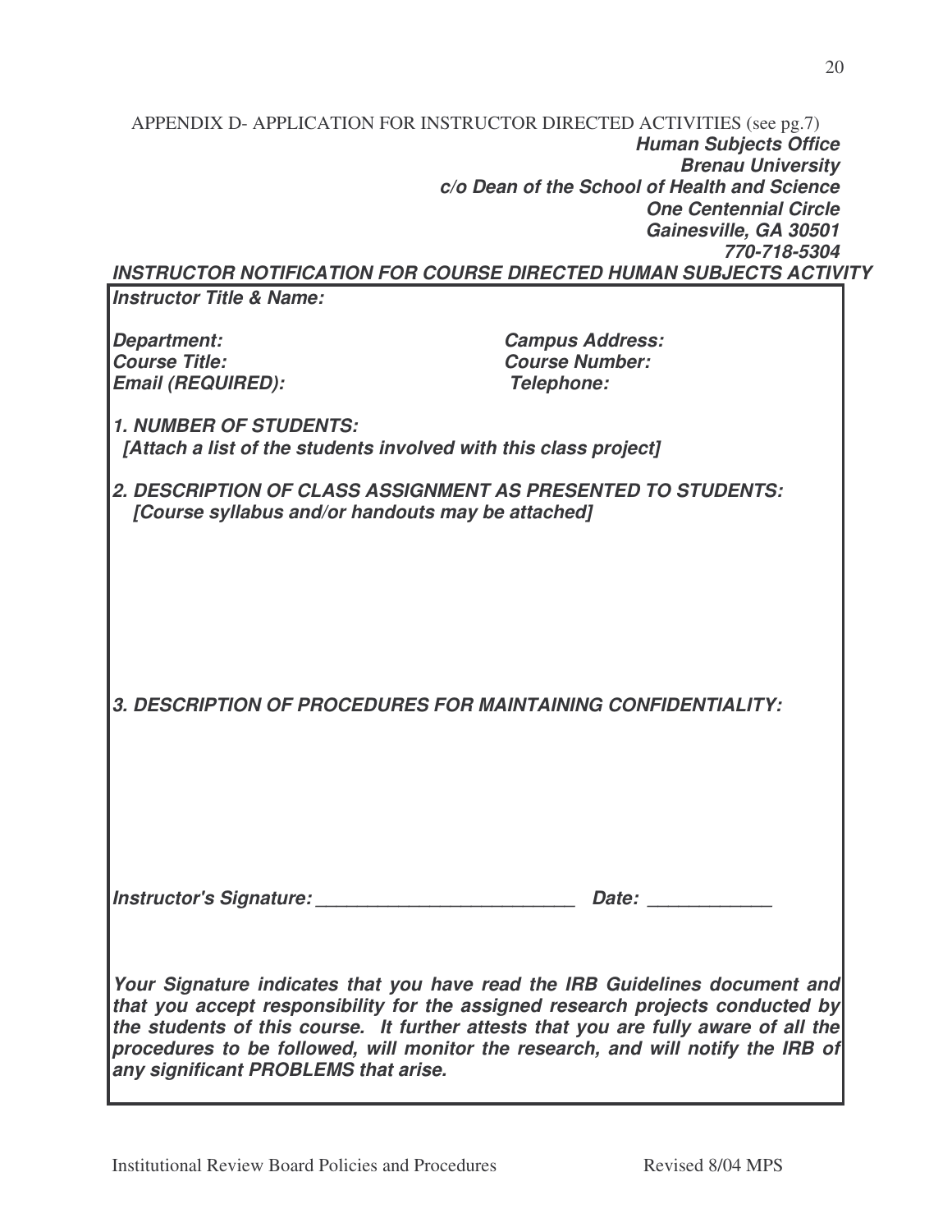APPENDIX D- APPLICATION FOR INSTRUCTOR DIRECTED ACTIVITIES (see pg.7)

***Human Subjects Office***
***Brenau University***
***c/o Dean of the School of Health and Science***
***One Centennial Circle***
***Gainesville, GA 30501***
***770-718-5304***

## *INSTRUCTOR NOTIFICATION FOR COURSE DIRECTED HUMAN SUBJECTS ACTIVITY*

***Instructor Title & Name:***

***Department:*** ***Campus Address:***
***Course Title:*** ***Course Number:***
***Email (REQUIRED):*** ***Telephone:***

***1. NUMBER OF STUDENTS:***
***[Attach a list of the students involved with this class project]***

***2. DESCRIPTION OF CLASS ASSIGNMENT AS PRESENTED TO STUDENTS:***
***[Course syllabus and/or handouts may be attached]***

***3. DESCRIPTION OF PROCEDURES FOR MAINTAINING CONFIDENTIALITY:***

***Instructor's Signature:*** __________________________ ***Date:*** ____________

***Your Signature indicates that you have read the IRB Guidelines document and that you accept responsibility for the assigned research projects conducted by the students of this course. It further attests that you are fully aware of all the procedures to be followed, will monitor the research, and will notify the IRB of any significant PROBLEMS that arise.***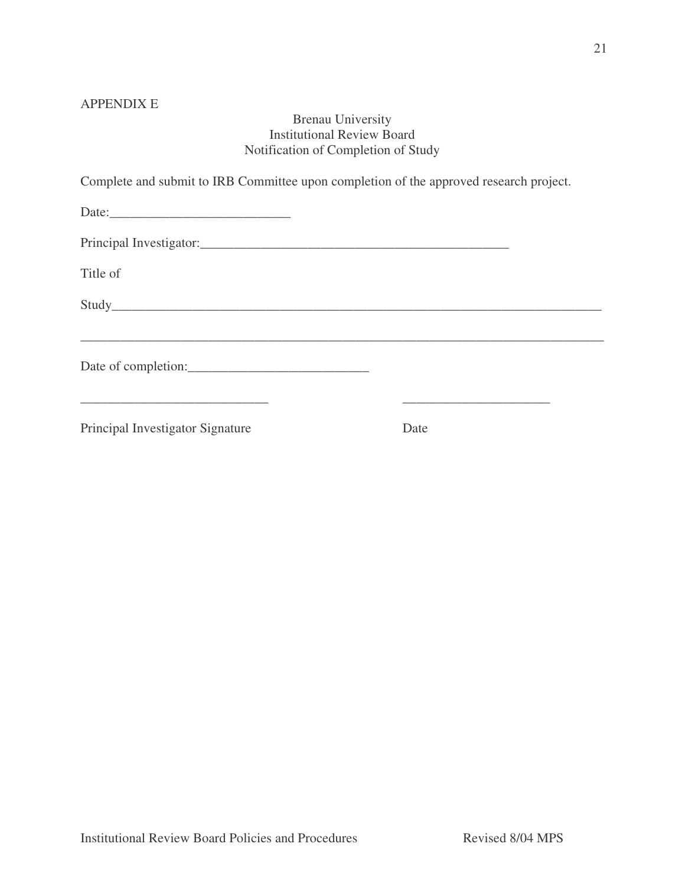APPENDIX E

Brenau University
Institutional Review Board
Notification of Completion of Study

Complete and submit to IRB Committee upon completion of the approved research project.

Date:___________________________

Principal Investigator:_________________________________________________

Title of

Study__________________________________________________________________________

________________________________________________________________________________

Date of completion:___________________________

____________________________ ______________________

Principal Investigator Signature Date

Institutional Review Board Policies and Procedures Revised 8/04 MPS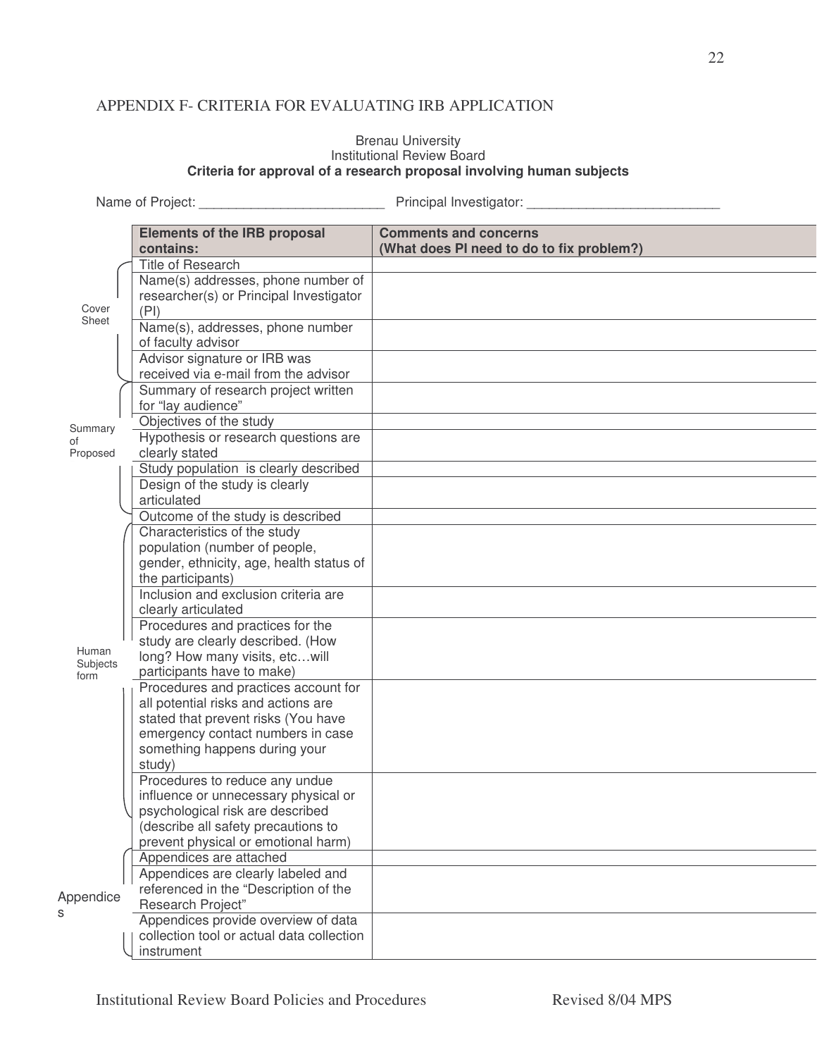## APPENDIX F- CRITERIA FOR EVALUATING IRB APPLICATION

Brenau University
Institutional Review Board
**Criteria for approval of a research proposal involving human subjects**

Name of Project: ________________________ Principal Investigator: ________________________

| Section | Elements of the IRB proposal contains: | Comments and concerns (What does PI need to do to fix problem?) |
|---|---|---|
| Cover Sheet | Title of Research | |
| | Name(s) addresses, phone number of researcher(s) or Principal Investigator (PI) | |
| | Name(s), addresses, phone number of faculty advisor | |
| | Advisor signature or IRB was received via e-mail from the advisor | |
| Summary of Proposed | Summary of research project written for "lay audience" | |
| | Objectives of the study | |
| | Hypothesis or research questions are clearly stated | |
| | Study population is clearly described | |
| | Design of the study is clearly articulated | |
| | Outcome of the study is described | |
| Human Subjects form | Characteristics of the study population (number of people, gender, ethnicity, age, health status of the participants) | |
| | Inclusion and exclusion criteria are clearly articulated | |
| | Procedures and practices for the study are clearly described. (How long? How many visits, etc…will participants have to make) | |
| | Procedures and practices account for all potential risks and actions are stated that prevent risks (You have emergency contact numbers in case something happens during your study) | |
| | Procedures to reduce any undue influence or unnecessary physical or psychological risk are described (describe all safety precautions to prevent physical or emotional harm) | |
| Appendices | Appendices are attached | |
| | Appendices are clearly labeled and referenced in the "Description of the Research Project" | |
| | Appendices provide overview of data collection tool or actual data collection instrument | |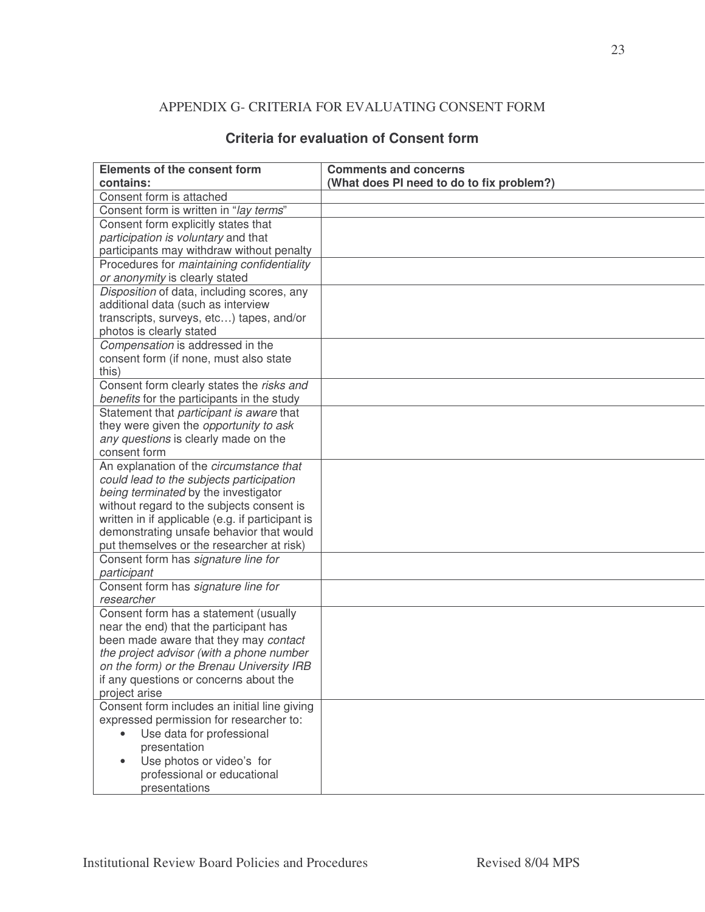## APPENDIX G- CRITERIA FOR EVALUATING CONSENT FORM

### Criteria for evaluation of Consent form

| **Elements of the consent form contains:** | **Comments and concerns (What does PI need to do to fix problem?)** |
|---|---|
| Consent form is attached | |
| Consent form is written in "*lay terms*" | |
| Consent form explicitly states that *participation is voluntary* and that participants may withdraw without penalty | |
| Procedures for *maintaining confidentiality or anonymity* is clearly stated | |
| *Disposition* of data, including scores, any additional data (such as interview transcripts, surveys, etc…) tapes, and/or photos is clearly stated | |
| *Compensation* is addressed in the consent form (if none, must also state this) | |
| Consent form clearly states the *risks and benefits* for the participants in the study | |
| Statement that *participant is aware* that they were given the *opportunity to ask any questions* is clearly made on the consent form | |
| An explanation of the *circumstance that could lead to the subjects participation being terminated* by the investigator without regard to the subjects consent is written in if applicable (e.g. if participant is demonstrating unsafe behavior that would put themselves or the researcher at risk) | |
| Consent form has *signature line for participant* | |
| Consent form has *signature line for researcher* | |
| Consent form has a statement (usually near the end) that the participant has been made aware that they may *contact the project advisor (with a phone number on the form) or the Brenau University IRB* if any questions or concerns about the project arise | |
| Consent form includes an initial line giving expressed permission for researcher to: <br>• Use data for professional presentation <br>• Use photos or video's for professional or educational presentations | |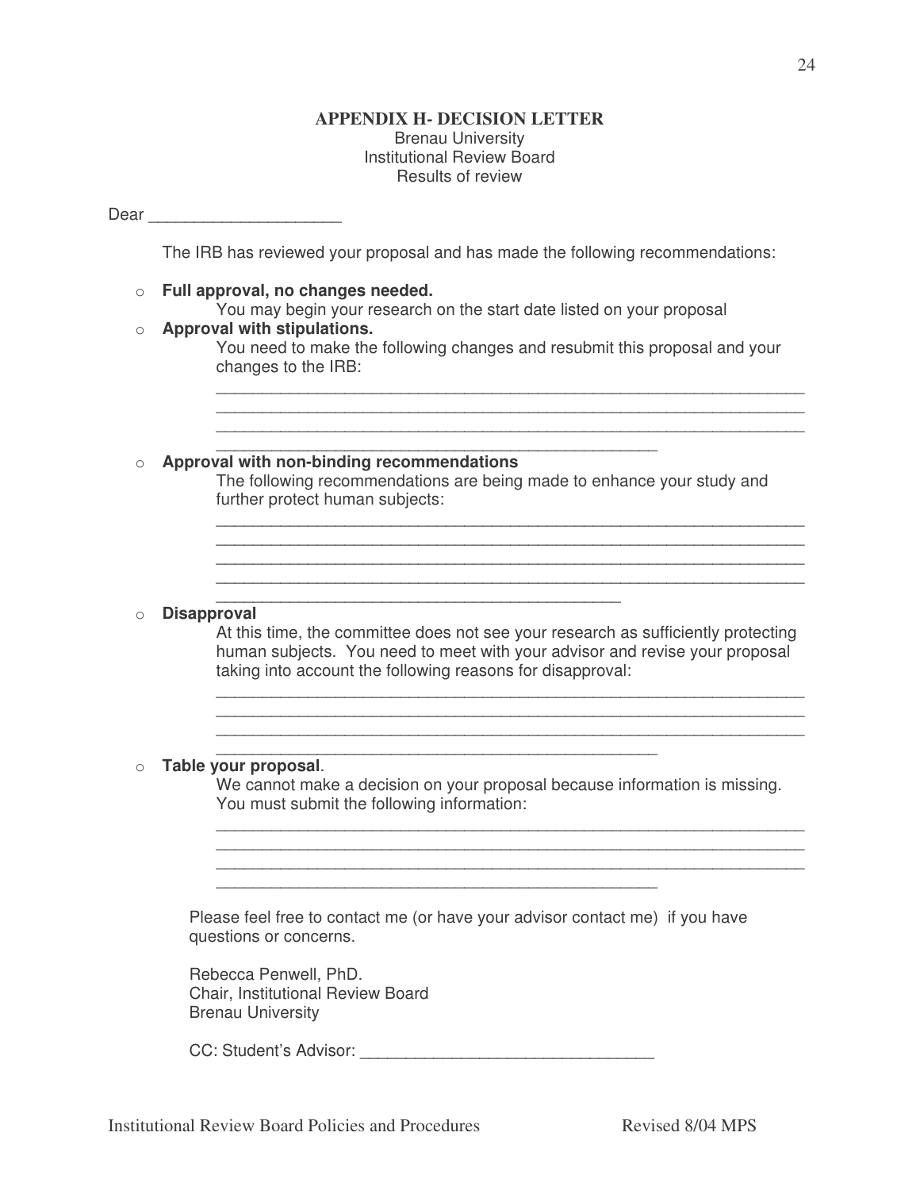## APPENDIX H- DECISION LETTER

Brenau University
Institutional Review Board
Results of review

Dear ____________________

The IRB has reviewed your proposal and has made the following recommendations:

- **Full approval, no changes needed.**
  You may begin your research on the start date listed on your proposal
- **Approval with stipulations.**
  You need to make the following changes and resubmit this proposal and your changes to the IRB:
  ________________________________________________________________
  ________________________________________________________________
  ________________________________________________________________
  ________________________________________________
- **Approval with non-binding recommendations**
  The following recommendations are being made to enhance your study and further protect human subjects:
  ________________________________________________________________
  ________________________________________________________________
  ________________________________________________________________
  ________________________________________________________________
  ____________________________________________
- **Disapproval**
  At this time, the committee does not see your research as sufficiently protecting human subjects. You need to meet with your advisor and revise your proposal taking into account the following reasons for disapproval:
  ________________________________________________________________
  ________________________________________________________________
  ________________________________________________________________
  ________________________________________________
- **Table your proposal**.
  We cannot make a decision on your proposal because information is missing. You must submit the following information:
  ________________________________________________________________
  ________________________________________________________________
  ________________________________________________________________
  ________________________________________________

Please feel free to contact me (or have your advisor contact me) if you have questions or concerns.

Rebecca Penwell, PhD.
Chair, Institutional Review Board
Brenau University

CC: Student's Advisor: ________________________________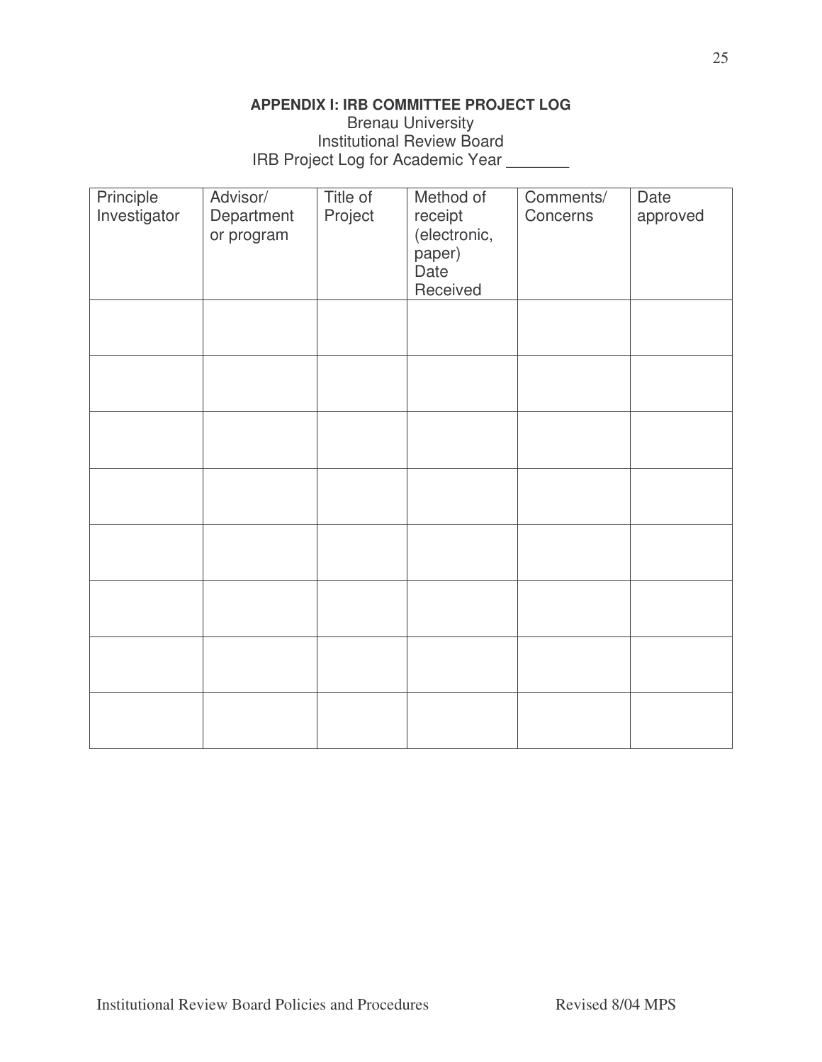## APPENDIX I: IRB COMMITTEE PROJECT LOG

Brenau University
Institutional Review Board
IRB Project Log for Academic Year _______

| Principle Investigator | Advisor/ Department or program | Title of Project | Method of receipt (electronic, paper) Date Received | Comments/ Concerns | Date approved |
|---|---|---|---|---|---|
| | | | | | |
| | | | | | |
| | | | | | |
| | | | | | |
| | | | | | |
| | | | | | |
| | | | | | |
| | | | | | |